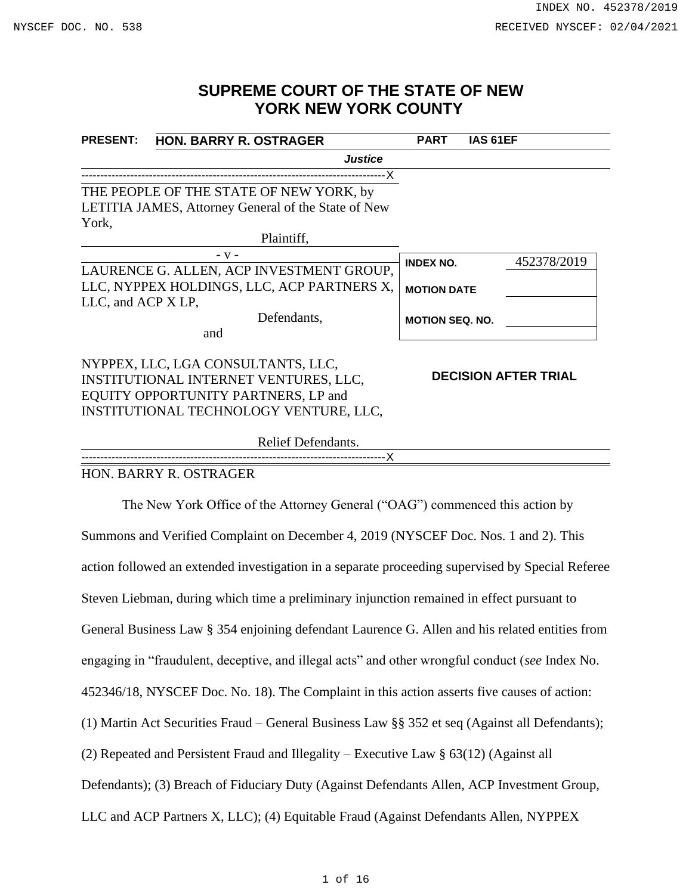# SUPREME COURT OF THE STATE OF NEW YORK NEW YORK COUNTY

| PRESENT: | HON. BARRY R. OSTRAGER | PART | IAS 61EF |
|---|---|---|---|
| | *Justice* | | |

---

THE PEOPLE OF THE STATE OF NEW YORK, by LETITIA JAMES, Attorney General of the State of New York,

Plaintiff,

- v -

LAURENCE G. ALLEN, ACP INVESTMENT GROUP, LLC, NYPPEX HOLDINGS, LLC, ACP PARTNERS X, LLC, and ACP X LP,

Defendants,

and

NYPPEX, LLC, LGA CONSULTANTS, LLC, INSTITUTIONAL INTERNET VENTURES, LLC, EQUITY OPPORTUNITY PARTNERS, LP and INSTITUTIONAL TECHNOLOGY VENTURE, LLC,

Relief Defendants.

---

| INDEX NO. | 452378/2019 |
|---|---|
| MOTION DATE | |
| MOTION SEQ. NO. | |

**DECISION AFTER TRIAL**

HON. BARRY R. OSTRAGER

The New York Office of the Attorney General ("OAG") commenced this action by Summons and Verified Complaint on December 4, 2019 (NYSCEF Doc. Nos. 1 and 2). This action followed an extended investigation in a separate proceeding supervised by Special Referee Steven Liebman, during which time a preliminary injunction remained in effect pursuant to General Business Law § 354 enjoining defendant Laurence G. Allen and his related entities from engaging in "fraudulent, deceptive, and illegal acts" and other wrongful conduct (*see* Index No. 452346/18, NYSCEF Doc. No. 18). The Complaint in this action asserts five causes of action: (1) Martin Act Securities Fraud – General Business Law §§ 352 et seq (Against all Defendants); (2) Repeated and Persistent Fraud and Illegality – Executive Law § 63(12) (Against all Defendants); (3) Breach of Fiduciary Duty (Against Defendants Allen, ACP Investment Group, LLC and ACP Partners X, LLC); (4) Equitable Fraud (Against Defendants Allen, NYPPEX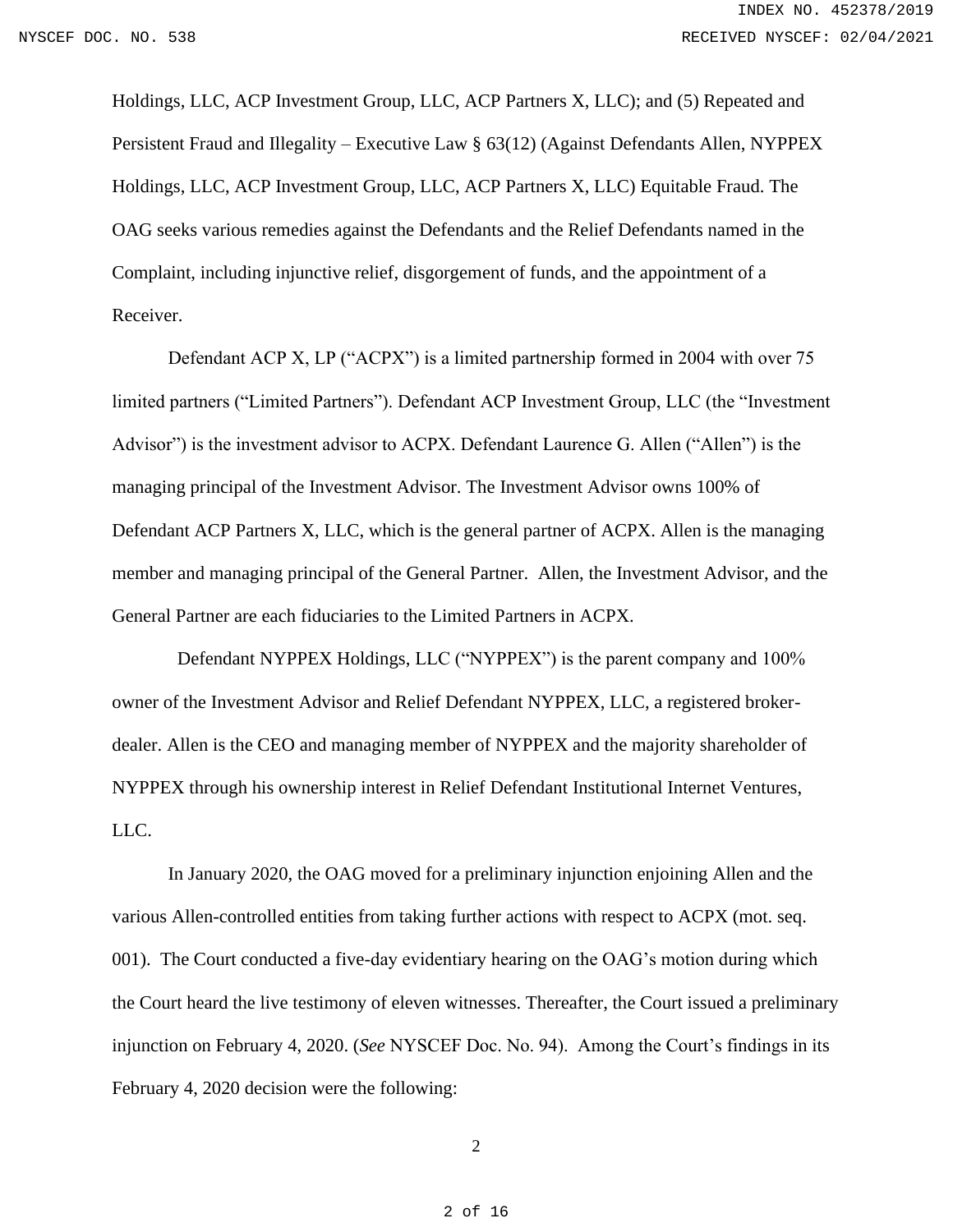Holdings, LLC, ACP Investment Group, LLC, ACP Partners X, LLC); and (5) Repeated and Persistent Fraud and Illegality – Executive Law § 63(12) (Against Defendants Allen, NYPPEX Holdings, LLC, ACP Investment Group, LLC, ACP Partners X, LLC) Equitable Fraud. The OAG seeks various remedies against the Defendants and the Relief Defendants named in the Complaint, including injunctive relief, disgorgement of funds, and the appointment of a Receiver.

Defendant ACP X, LP ("ACPX") is a limited partnership formed in 2004 with over 75 limited partners ("Limited Partners"). Defendant ACP Investment Group, LLC (the "Investment Advisor") is the investment advisor to ACPX. Defendant Laurence G. Allen ("Allen") is the managing principal of the Investment Advisor. The Investment Advisor owns 100% of Defendant ACP Partners X, LLC, which is the general partner of ACPX. Allen is the managing member and managing principal of the General Partner. Allen, the Investment Advisor, and the General Partner are each fiduciaries to the Limited Partners in ACPX.

Defendant NYPPEX Holdings, LLC ("NYPPEX") is the parent company and 100% owner of the Investment Advisor and Relief Defendant NYPPEX, LLC, a registered broker-dealer. Allen is the CEO and managing member of NYPPEX and the majority shareholder of NYPPEX through his ownership interest in Relief Defendant Institutional Internet Ventures, LLC.

In January 2020, the OAG moved for a preliminary injunction enjoining Allen and the various Allen-controlled entities from taking further actions with respect to ACPX (mot. seq. 001). The Court conducted a five-day evidentiary hearing on the OAG's motion during which the Court heard the live testimony of eleven witnesses. Thereafter, the Court issued a preliminary injunction on February 4, 2020. (*See* NYSCEF Doc. No. 94). Among the Court's findings in its February 4, 2020 decision were the following: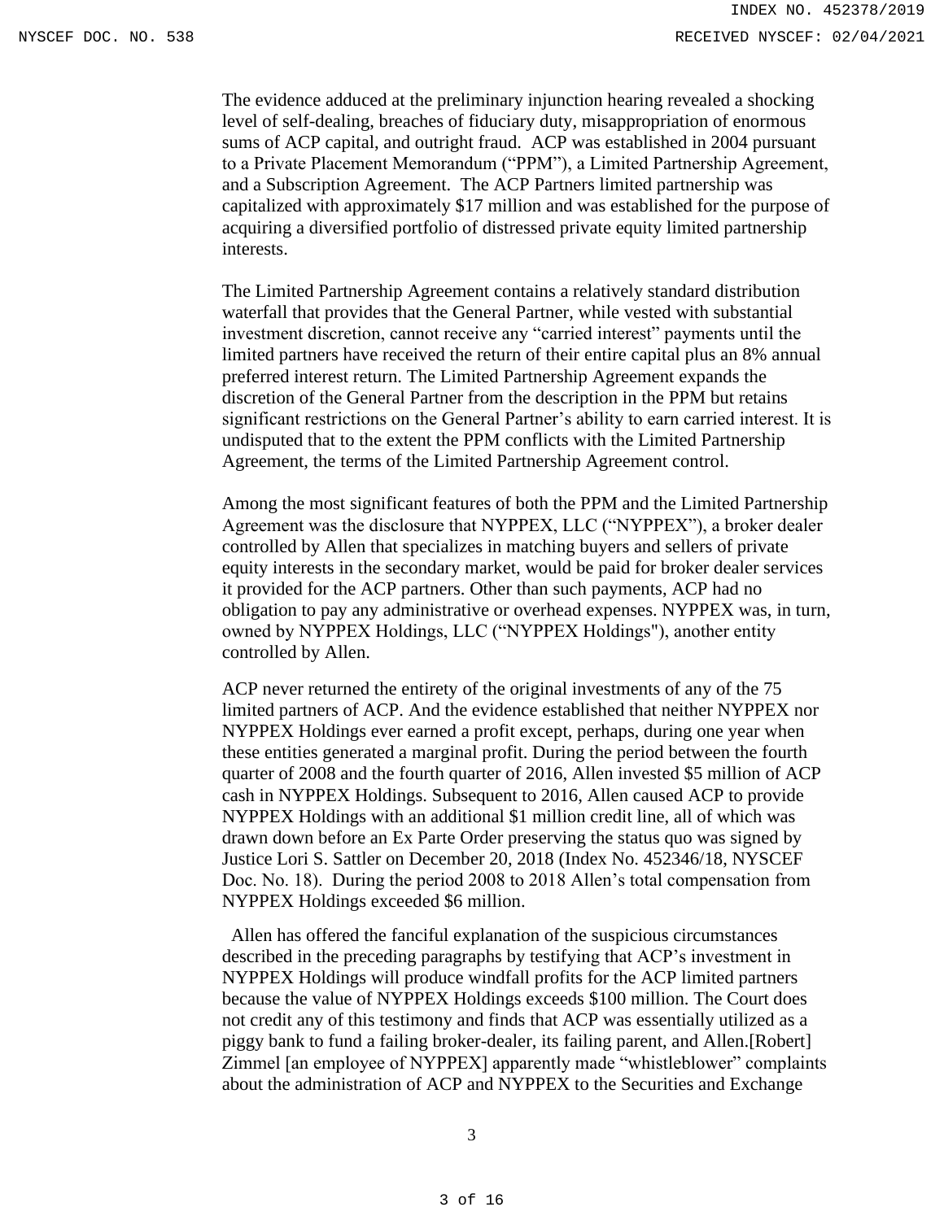The evidence adduced at the preliminary injunction hearing revealed a shocking level of self-dealing, breaches of fiduciary duty, misappropriation of enormous sums of ACP capital, and outright fraud. ACP was established in 2004 pursuant to a Private Placement Memorandum ("PPM"), a Limited Partnership Agreement, and a Subscription Agreement. The ACP Partners limited partnership was capitalized with approximately $17 million and was established for the purpose of acquiring a diversified portfolio of distressed private equity limited partnership interests.

The Limited Partnership Agreement contains a relatively standard distribution waterfall that provides that the General Partner, while vested with substantial investment discretion, cannot receive any "carried interest" payments until the limited partners have received the return of their entire capital plus an 8% annual preferred interest return. The Limited Partnership Agreement expands the discretion of the General Partner from the description in the PPM but retains significant restrictions on the General Partner's ability to earn carried interest. It is undisputed that to the extent the PPM conflicts with the Limited Partnership Agreement, the terms of the Limited Partnership Agreement control.

Among the most significant features of both the PPM and the Limited Partnership Agreement was the disclosure that NYPPEX, LLC ("NYPPEX"), a broker dealer controlled by Allen that specializes in matching buyers and sellers of private equity interests in the secondary market, would be paid for broker dealer services it provided for the ACP partners. Other than such payments, ACP had no obligation to pay any administrative or overhead expenses. NYPPEX was, in turn, owned by NYPPEX Holdings, LLC ("NYPPEX Holdings"), another entity controlled by Allen.

ACP never returned the entirety of the original investments of any of the 75 limited partners of ACP. And the evidence established that neither NYPPEX nor NYPPEX Holdings ever earned a profit except, perhaps, during one year when these entities generated a marginal profit. During the period between the fourth quarter of 2008 and the fourth quarter of 2016, Allen invested $5 million of ACP cash in NYPPEX Holdings. Subsequent to 2016, Allen caused ACP to provide NYPPEX Holdings with an additional $1 million credit line, all of which was drawn down before an Ex Parte Order preserving the status quo was signed by Justice Lori S. Sattler on December 20, 2018 (Index No. 452346/18, NYSCEF Doc. No. 18). During the period 2008 to 2018 Allen's total compensation from NYPPEX Holdings exceeded $6 million.

Allen has offered the fanciful explanation of the suspicious circumstances described in the preceding paragraphs by testifying that ACP's investment in NYPPEX Holdings will produce windfall profits for the ACP limited partners because the value of NYPPEX Holdings exceeds $100 million. The Court does not credit any of this testimony and finds that ACP was essentially utilized as a piggy bank to fund a failing broker-dealer, its failing parent, and Allen.[Robert] Zimmel [an employee of NYPPEX] apparently made "whistleblower" complaints about the administration of ACP and NYPPEX to the Securities and Exchange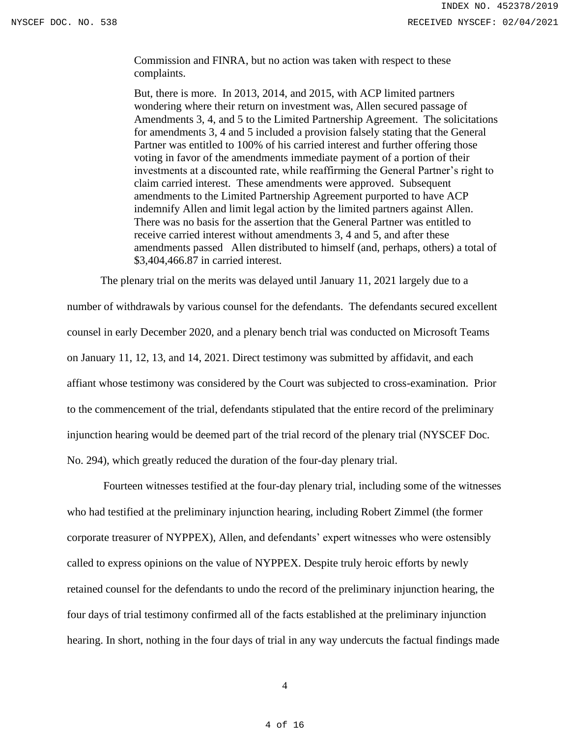> Commission and FINRA, but no action was taken with respect to these complaints.
>
> But, there is more. In 2013, 2014, and 2015, with ACP limited partners wondering where their return on investment was, Allen secured passage of Amendments 3, 4, and 5 to the Limited Partnership Agreement. The solicitations for amendments 3, 4 and 5 included a provision falsely stating that the General Partner was entitled to 100% of his carried interest and further offering those voting in favor of the amendments immediate payment of a portion of their investments at a discounted rate, while reaffirming the General Partner's right to claim carried interest. These amendments were approved. Subsequent amendments to the Limited Partnership Agreement purported to have ACP indemnify Allen and limit legal action by the limited partners against Allen. There was no basis for the assertion that the General Partner was entitled to receive carried interest without amendments 3, 4 and 5, and after these amendments passed Allen distributed to himself (and, perhaps, others) a total of $3,404,466.87 in carried interest.

The plenary trial on the merits was delayed until January 11, 2021 largely due to a number of withdrawals by various counsel for the defendants. The defendants secured excellent counsel in early December 2020, and a plenary bench trial was conducted on Microsoft Teams on January 11, 12, 13, and 14, 2021. Direct testimony was submitted by affidavit, and each affiant whose testimony was considered by the Court was subjected to cross-examination. Prior to the commencement of the trial, defendants stipulated that the entire record of the preliminary injunction hearing would be deemed part of the trial record of the plenary trial (NYSCEF Doc. No. 294), which greatly reduced the duration of the four-day plenary trial.

Fourteen witnesses testified at the four-day plenary trial, including some of the witnesses who had testified at the preliminary injunction hearing, including Robert Zimmel (the former corporate treasurer of NYPPEX), Allen, and defendants' expert witnesses who were ostensibly called to express opinions on the value of NYPPEX. Despite truly heroic efforts by newly retained counsel for the defendants to undo the record of the preliminary injunction hearing, the four days of trial testimony confirmed all of the facts established at the preliminary injunction hearing. In short, nothing in the four days of trial in any way undercuts the factual findings made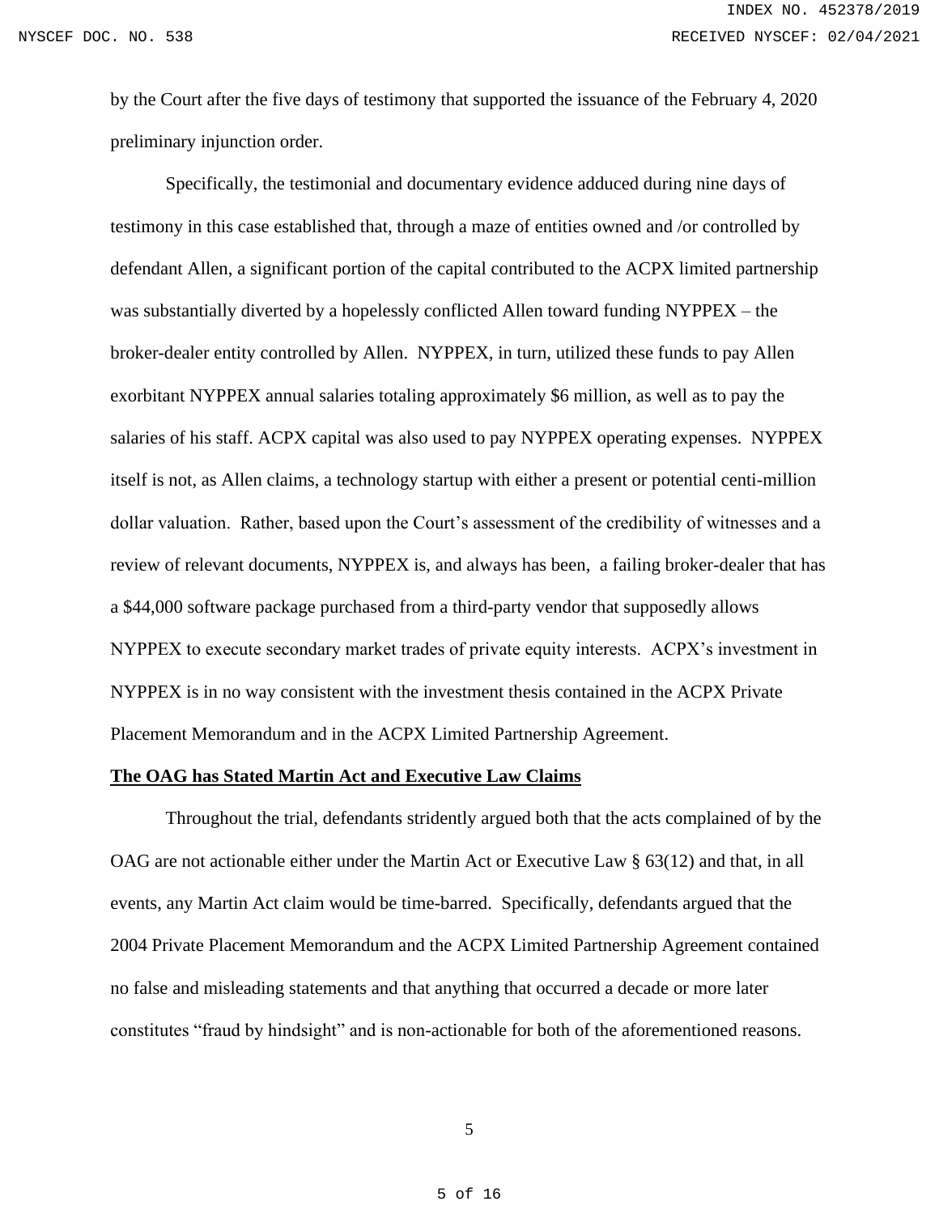by the Court after the five days of testimony that supported the issuance of the February 4, 2020 preliminary injunction order.

Specifically, the testimonial and documentary evidence adduced during nine days of testimony in this case established that, through a maze of entities owned and /or controlled by defendant Allen, a significant portion of the capital contributed to the ACPX limited partnership was substantially diverted by a hopelessly conflicted Allen toward funding NYPPEX – the broker-dealer entity controlled by Allen. NYPPEX, in turn, utilized these funds to pay Allen exorbitant NYPPEX annual salaries totaling approximately $6 million, as well as to pay the salaries of his staff. ACPX capital was also used to pay NYPPEX operating expenses. NYPPEX itself is not, as Allen claims, a technology startup with either a present or potential centi-million dollar valuation. Rather, based upon the Court's assessment of the credibility of witnesses and a review of relevant documents, NYPPEX is, and always has been, a failing broker-dealer that has a $44,000 software package purchased from a third-party vendor that supposedly allows NYPPEX to execute secondary market trades of private equity interests. ACPX's investment in NYPPEX is in no way consistent with the investment thesis contained in the ACPX Private Placement Memorandum and in the ACPX Limited Partnership Agreement.

**The OAG has Stated Martin Act and Executive Law Claims**

Throughout the trial, defendants stridently argued both that the acts complained of by the OAG are not actionable either under the Martin Act or Executive Law § 63(12) and that, in all events, any Martin Act claim would be time-barred. Specifically, defendants argued that the 2004 Private Placement Memorandum and the ACPX Limited Partnership Agreement contained no false and misleading statements and that anything that occurred a decade or more later constitutes "fraud by hindsight" and is non-actionable for both of the aforementioned reasons.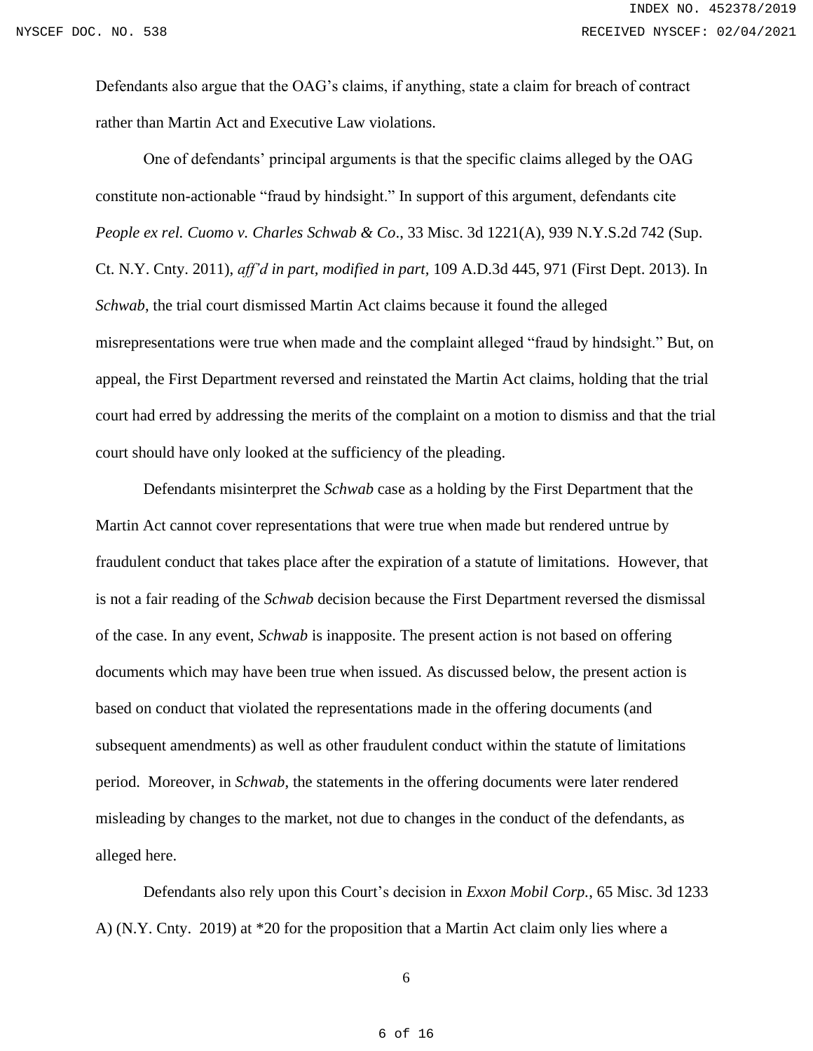Defendants also argue that the OAG's claims, if anything, state a claim for breach of contract rather than Martin Act and Executive Law violations.

One of defendants' principal arguments is that the specific claims alleged by the OAG constitute non-actionable "fraud by hindsight." In support of this argument, defendants cite *People ex rel. Cuomo v. Charles Schwab & Co*., 33 Misc. 3d 1221(A), 939 N.Y.S.2d 742 (Sup. Ct. N.Y. Cnty. 2011), *aff'd in part, modified in part,* 109 A.D.3d 445, 971 (First Dept. 2013). In *Schwab*, the trial court dismissed Martin Act claims because it found the alleged misrepresentations were true when made and the complaint alleged "fraud by hindsight." But, on appeal, the First Department reversed and reinstated the Martin Act claims, holding that the trial court had erred by addressing the merits of the complaint on a motion to dismiss and that the trial court should have only looked at the sufficiency of the pleading.

Defendants misinterpret the *Schwab* case as a holding by the First Department that the Martin Act cannot cover representations that were true when made but rendered untrue by fraudulent conduct that takes place after the expiration of a statute of limitations. However, that is not a fair reading of the *Schwab* decision because the First Department reversed the dismissal of the case. In any event, *Schwab* is inapposite. The present action is not based on offering documents which may have been true when issued. As discussed below, the present action is based on conduct that violated the representations made in the offering documents (and subsequent amendments) as well as other fraudulent conduct within the statute of limitations period. Moreover, in *Schwab*, the statements in the offering documents were later rendered misleading by changes to the market, not due to changes in the conduct of the defendants, as alleged here.

Defendants also rely upon this Court's decision in *Exxon Mobil Corp.*, 65 Misc. 3d 1233 A) (N.Y. Cnty. 2019) at *20 for the proposition that a Martin Act claim only lies where a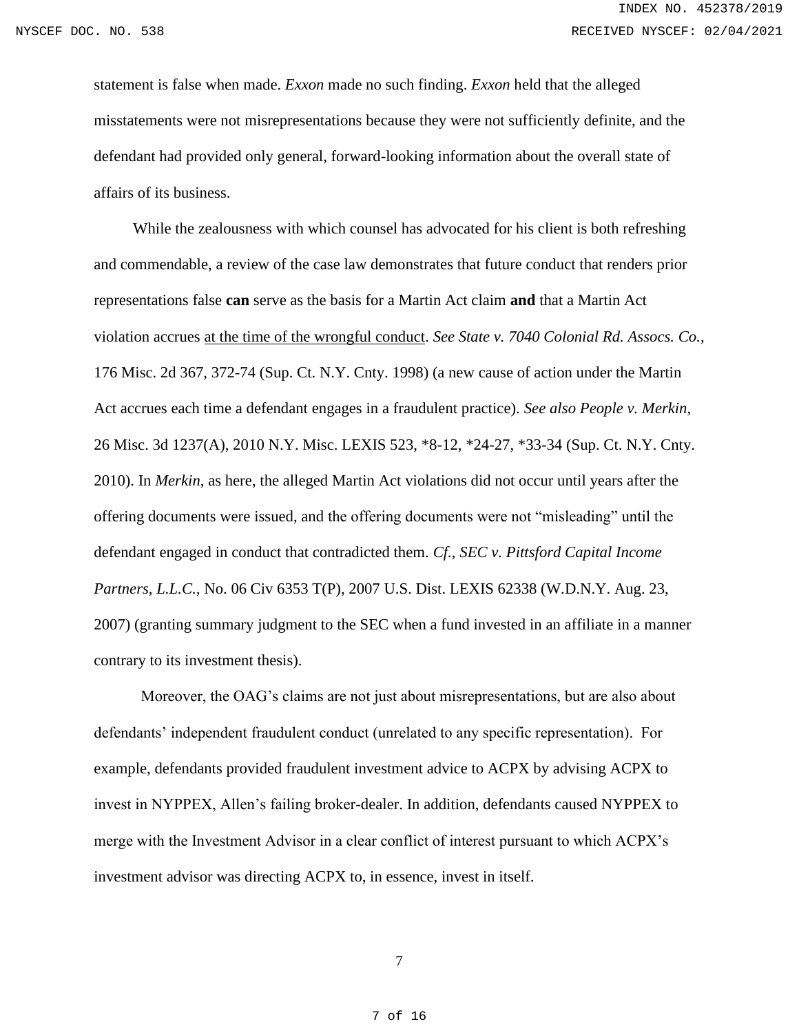statement is false when made. *Exxon* made no such finding. *Exxon* held that the alleged misstatements were not misrepresentations because they were not sufficiently definite, and the defendant had provided only general, forward-looking information about the overall state of affairs of its business.

While the zealousness with which counsel has advocated for his client is both refreshing and commendable, a review of the case law demonstrates that future conduct that renders prior representations false **can** serve as the basis for a Martin Act claim **and** that a Martin Act violation accrues <u>at the time of the wrongful conduct</u>. *See State v. 7040 Colonial Rd. Assocs. Co.*, 176 Misc. 2d 367, 372-74 (Sup. Ct. N.Y. Cnty. 1998) (a new cause of action under the Martin Act accrues each time a defendant engages in a fraudulent practice). *See also People v. Merkin*, 26 Misc. 3d 1237(A), 2010 N.Y. Misc. LEXIS 523, *8-12, *24-27, *33-34 (Sup. Ct. N.Y. Cnty. 2010). In *Merkin*, as here, the alleged Martin Act violations did not occur until years after the offering documents were issued, and the offering documents were not "misleading" until the defendant engaged in conduct that contradicted them. *Cf., SEC v. Pittsford Capital Income Partners, L.L.C.*, No. 06 Civ 6353 T(P), 2007 U.S. Dist. LEXIS 62338 (W.D.N.Y. Aug. 23, 2007) (granting summary judgment to the SEC when a fund invested in an affiliate in a manner contrary to its investment thesis).

Moreover, the OAG's claims are not just about misrepresentations, but are also about defendants' independent fraudulent conduct (unrelated to any specific representation). For example, defendants provided fraudulent investment advice to ACPX by advising ACPX to invest in NYPPEX, Allen's failing broker-dealer. In addition, defendants caused NYPPEX to merge with the Investment Advisor in a clear conflict of interest pursuant to which ACPX's investment advisor was directing ACPX to, in essence, invest in itself.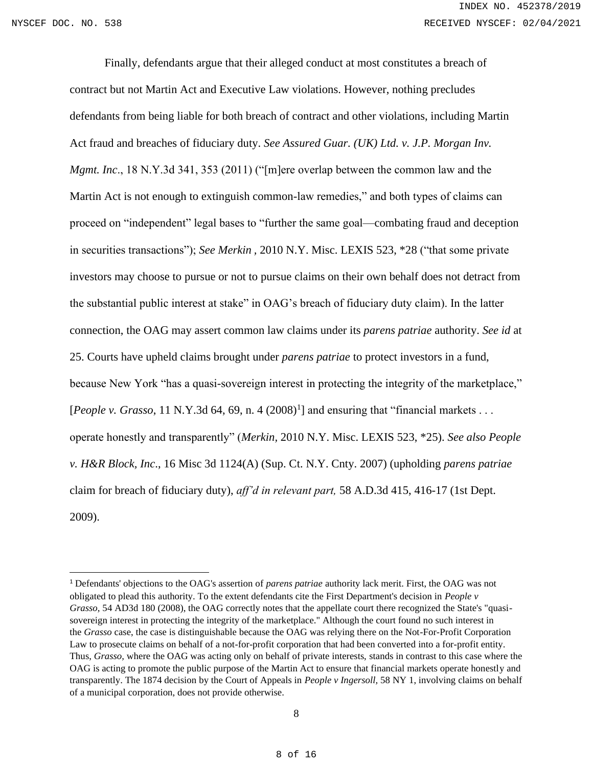Finally, defendants argue that their alleged conduct at most constitutes a breach of contract but not Martin Act and Executive Law violations. However, nothing precludes defendants from being liable for both breach of contract and other violations, including Martin Act fraud and breaches of fiduciary duty. *See Assured Guar. (UK) Ltd. v. J.P. Morgan Inv. Mgmt. Inc*., 18 N.Y.3d 341, 353 (2011) ("[m]ere overlap between the common law and the Martin Act is not enough to extinguish common-law remedies," and both types of claims can proceed on "independent" legal bases to "further the same goal—combating fraud and deception in securities transactions"); *See Merkin* , 2010 N.Y. Misc. LEXIS 523, *28 ("that some private investors may choose to pursue or not to pursue claims on their own behalf does not detract from the substantial public interest at stake" in OAG's breach of fiduciary duty claim). In the latter connection, the OAG may assert common law claims under its *parens patriae* authority. *See id* at 25. Courts have upheld claims brought under *parens patriae* to protect investors in a fund, because New York "has a quasi-sovereign interest in protecting the integrity of the marketplace," [*People v. Grasso*, 11 N.Y.3d 64, 69, n. 4 (2008)[1]] and ensuring that "financial markets . . . operate honestly and transparently" (*Merkin,* 2010 N.Y. Misc. LEXIS 523, *25). ***See also People v. H&R Block, Inc*.**, 16 Misc 3d 1124(A) (Sup. Ct. N.Y. Cnty. 2007) (upholding *parens patriae* claim for breach of fiduciary duty), *aff'd in relevant part,* 58 A.D.3d 415, 416-17 (1st Dept. 2009).

---

[1] Defendants' objections to the OAG's assertion of *parens patriae* authority lack merit. First, the OAG was not obligated to plead this authority. To the extent defendants cite the First Department's decision in *People v Grasso,* 54 AD3d 180 (2008), the OAG correctly notes that the appellate court there recognized the State's "quasi-sovereign interest in protecting the integrity of the marketplace." Although the court found no such interest in the *Grasso* case, the case is distinguishable because the OAG was relying there on the Not-For-Profit Corporation Law to prosecute claims on behalf of a not-for-profit corporation that had been converted into a for-profit entity. Thus, *Grasso,* where the OAG was acting only on behalf of private interests, stands in contrast to this case where the OAG is acting to promote the public purpose of the Martin Act to ensure that financial markets operate honestly and transparently. The 1874 decision by the Court of Appeals in *People v Ingersoll,* 58 NY 1, involving claims on behalf of a municipal corporation, does not provide otherwise.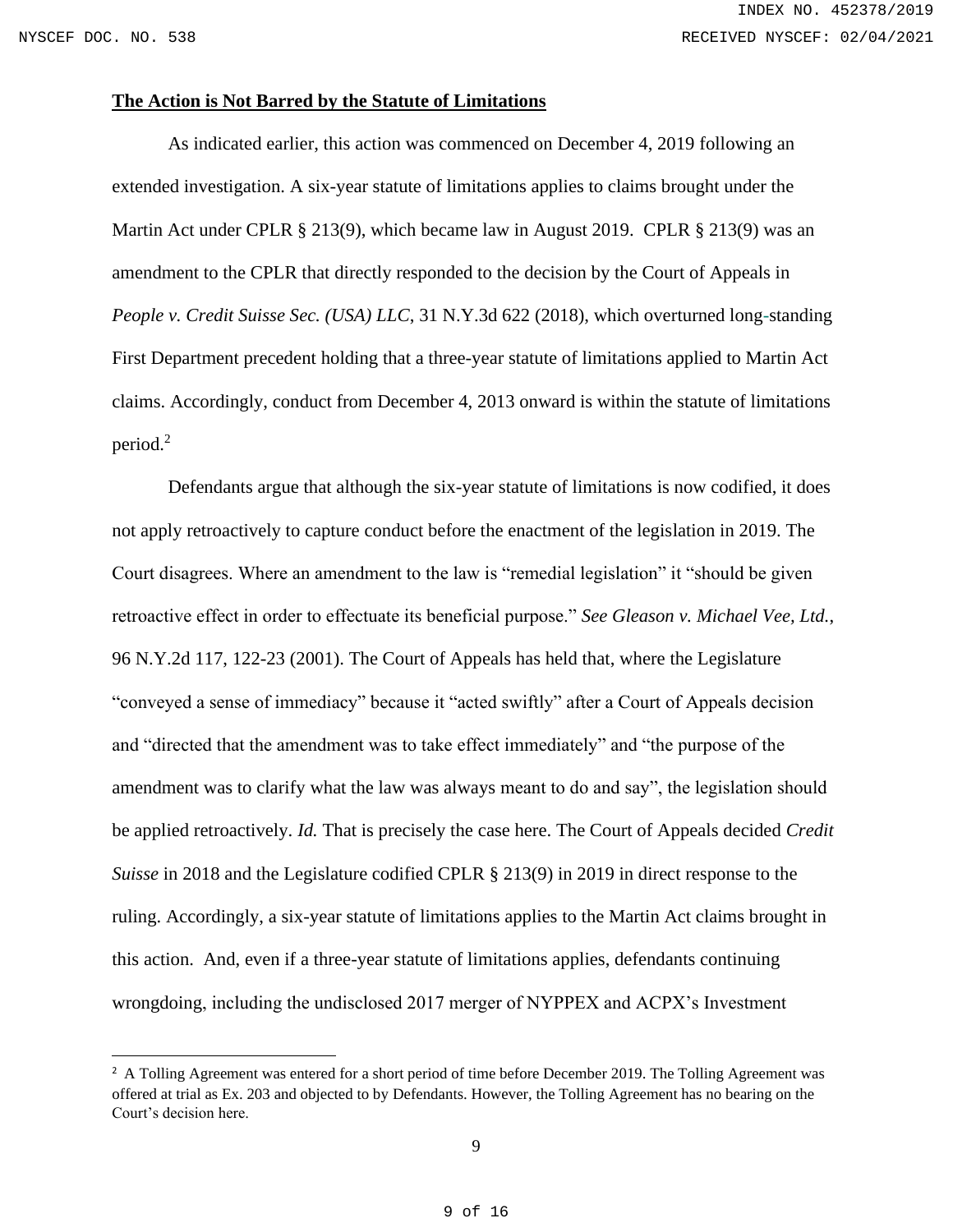**The Action is Not Barred by the Statute of Limitations**

As indicated earlier, this action was commenced on December 4, 2019 following an extended investigation. A six-year statute of limitations applies to claims brought under the Martin Act under CPLR § 213(9), which became law in August 2019. CPLR § 213(9) was an amendment to the CPLR that directly responded to the decision by the Court of Appeals in *People v. Credit Suisse Sec. (USA) LLC*, 31 N.Y.3d 622 (2018), which overturned long-standing First Department precedent holding that a three-year statute of limitations applied to Martin Act claims. Accordingly, conduct from December 4, 2013 onward is within the statute of limitations period.[2]

Defendants argue that although the six-year statute of limitations is now codified, it does not apply retroactively to capture conduct before the enactment of the legislation in 2019. The Court disagrees. Where an amendment to the law is "remedial legislation" it "should be given retroactive effect in order to effectuate its beneficial purpose." *See Gleason v. Michael Vee, Ltd.*, 96 N.Y.2d 117, 122-23 (2001). The Court of Appeals has held that, where the Legislature "conveyed a sense of immediacy" because it "acted swiftly" after a Court of Appeals decision and "directed that the amendment was to take effect immediately" and "the purpose of the amendment was to clarify what the law was always meant to do and say", the legislation should be applied retroactively. *Id.* That is precisely the case here. The Court of Appeals decided *Credit Suisse* in 2018 and the Legislature codified CPLR § 213(9) in 2019 in direct response to the ruling. Accordingly, a six-year statute of limitations applies to the Martin Act claims brought in this action. And, even if a three-year statute of limitations applies, defendants continuing wrongdoing, including the undisclosed 2017 merger of NYPPEX and ACPX's Investment

---

[2] A Tolling Agreement was entered for a short period of time before December 2019. The Tolling Agreement was offered at trial as Ex. 203 and objected to by Defendants. However, the Tolling Agreement has no bearing on the Court's decision here.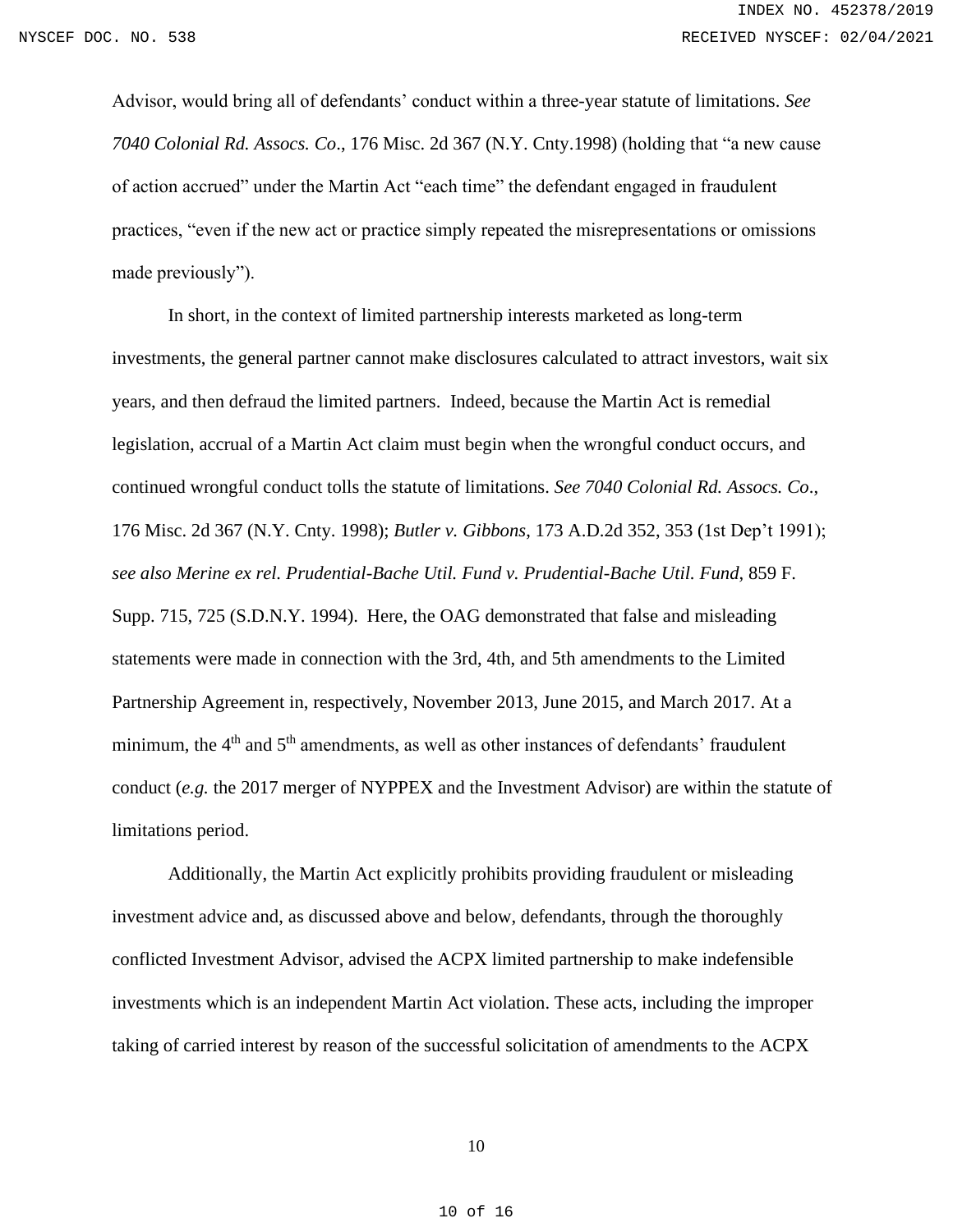Advisor, would bring all of defendants' conduct within a three-year statute of limitations. *See 7040 Colonial Rd. Assocs. Co*., 176 Misc. 2d 367 (N.Y. Cnty.1998) (holding that "a new cause of action accrued" under the Martin Act "each time" the defendant engaged in fraudulent practices, "even if the new act or practice simply repeated the misrepresentations or omissions made previously").

In short, in the context of limited partnership interests marketed as long-term investments, the general partner cannot make disclosures calculated to attract investors, wait six years, and then defraud the limited partners. Indeed, because the Martin Act is remedial legislation, accrual of a Martin Act claim must begin when the wrongful conduct occurs, and continued wrongful conduct tolls the statute of limitations. *See 7040 Colonial Rd. Assocs. Co*., 176 Misc. 2d 367 (N.Y. Cnty. 1998); *Butler v. Gibbons*, 173 A.D.2d 352, 353 (1st Dep't 1991); *see also Merine ex rel. Prudential-Bache Util. Fund v. Prudential-Bache Util. Fund*, 859 F. Supp. 715, 725 (S.D.N.Y. 1994). Here, the OAG demonstrated that false and misleading statements were made in connection with the 3rd, 4th, and 5th amendments to the Limited Partnership Agreement in, respectively, November 2013, June 2015, and March 2017. At a minimum, the 4th and 5th amendments, as well as other instances of defendants' fraudulent conduct (*e.g.* the 2017 merger of NYPPEX and the Investment Advisor) are within the statute of limitations period.

Additionally, the Martin Act explicitly prohibits providing fraudulent or misleading investment advice and, as discussed above and below, defendants, through the thoroughly conflicted Investment Advisor, advised the ACPX limited partnership to make indefensible investments which is an independent Martin Act violation. These acts, including the improper taking of carried interest by reason of the successful solicitation of amendments to the ACPX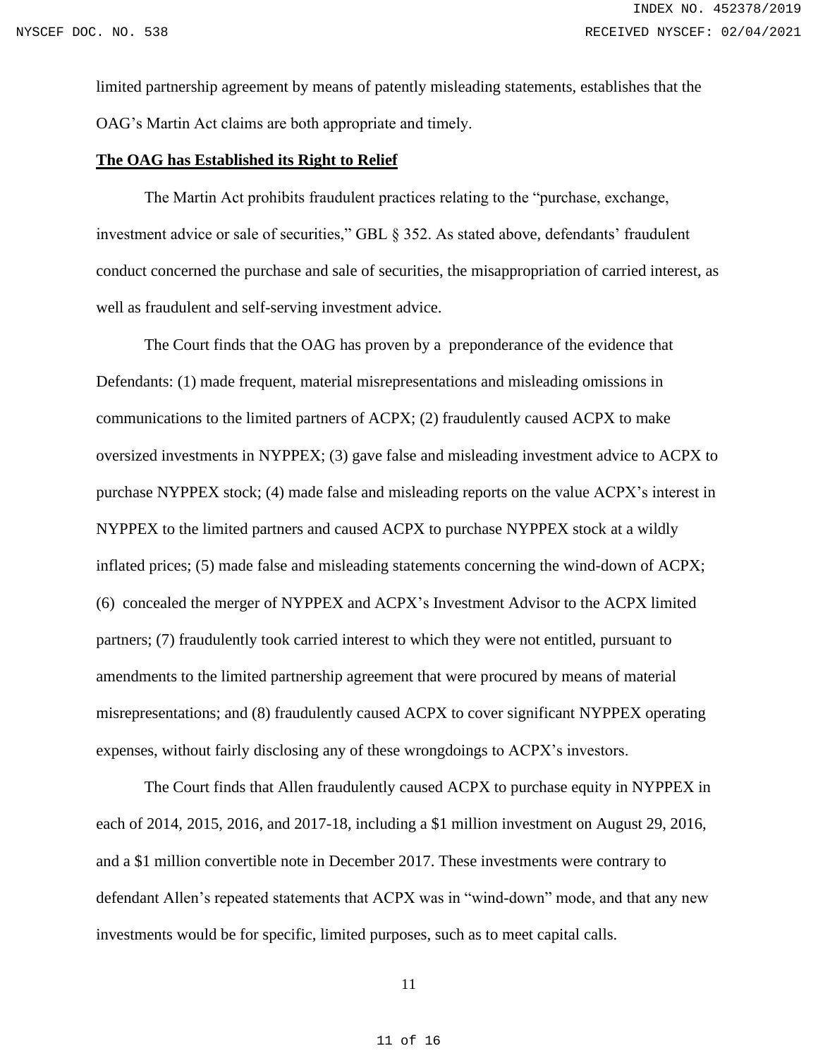limited partnership agreement by means of patently misleading statements, establishes that the OAG's Martin Act claims are both appropriate and timely.

**The OAG has Established its Right to Relief**

The Martin Act prohibits fraudulent practices relating to the "purchase, exchange, investment advice or sale of securities," GBL § 352. As stated above, defendants' fraudulent conduct concerned the purchase and sale of securities, the misappropriation of carried interest, as well as fraudulent and self-serving investment advice.

The Court finds that the OAG has proven by a preponderance of the evidence that Defendants: (1) made frequent, material misrepresentations and misleading omissions in communications to the limited partners of ACPX; (2) fraudulently caused ACPX to make oversized investments in NYPPEX; (3) gave false and misleading investment advice to ACPX to purchase NYPPEX stock; (4) made false and misleading reports on the value ACPX's interest in NYPPEX to the limited partners and caused ACPX to purchase NYPPEX stock at a wildly inflated prices; (5) made false and misleading statements concerning the wind-down of ACPX; (6) concealed the merger of NYPPEX and ACPX's Investment Advisor to the ACPX limited partners; (7) fraudulently took carried interest to which they were not entitled, pursuant to amendments to the limited partnership agreement that were procured by means of material misrepresentations; and (8) fraudulently caused ACPX to cover significant NYPPEX operating expenses, without fairly disclosing any of these wrongdoings to ACPX's investors.

The Court finds that Allen fraudulently caused ACPX to purchase equity in NYPPEX in each of 2014, 2015, 2016, and 2017-18, including a $1 million investment on August 29, 2016, and a $1 million convertible note in December 2017. These investments were contrary to defendant Allen's repeated statements that ACPX was in "wind-down" mode, and that any new investments would be for specific, limited purposes, such as to meet capital calls.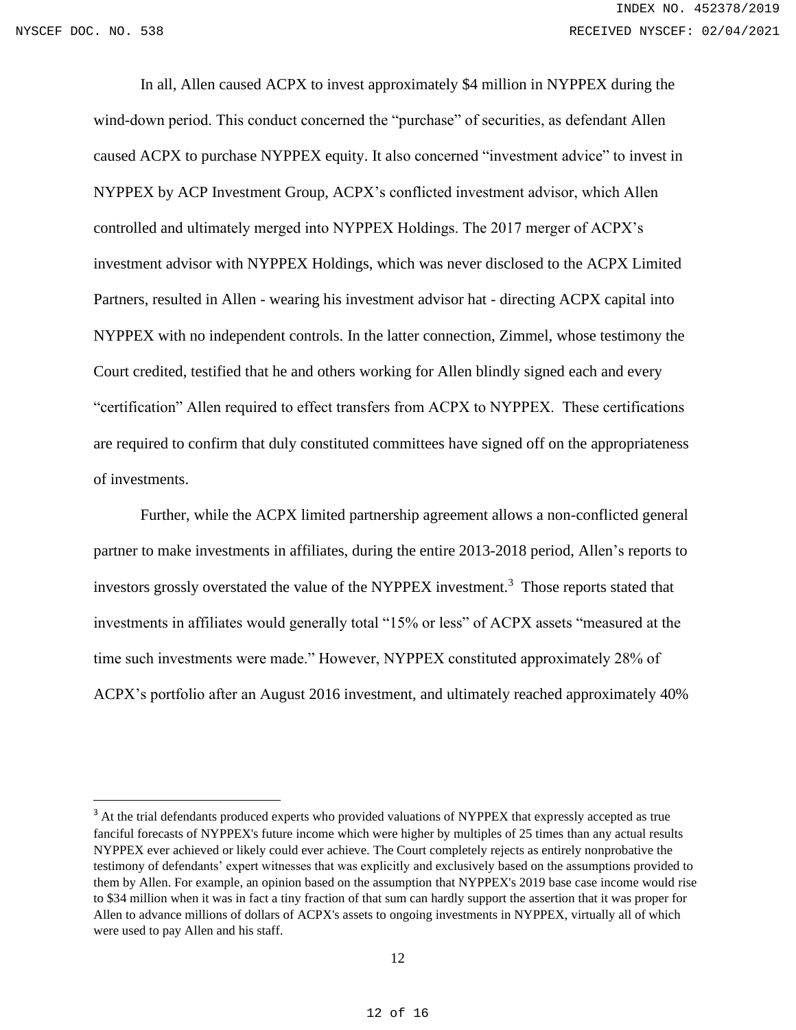In all, Allen caused ACPX to invest approximately $4 million in NYPPEX during the wind-down period. This conduct concerned the "purchase" of securities, as defendant Allen caused ACPX to purchase NYPPEX equity. It also concerned "investment advice" to invest in NYPPEX by ACP Investment Group, ACPX's conflicted investment advisor, which Allen controlled and ultimately merged into NYPPEX Holdings. The 2017 merger of ACPX's investment advisor with NYPPEX Holdings, which was never disclosed to the ACPX Limited Partners, resulted in Allen - wearing his investment advisor hat - directing ACPX capital into NYPPEX with no independent controls. In the latter connection, Zimmel, whose testimony the Court credited, testified that he and others working for Allen blindly signed each and every "certification" Allen required to effect transfers from ACPX to NYPPEX. These certifications are required to confirm that duly constituted committees have signed off on the appropriateness of investments.

Further, while the ACPX limited partnership agreement allows a non-conflicted general partner to make investments in affiliates, during the entire 2013-2018 period, Allen's reports to investors grossly overstated the value of the NYPPEX investment.[3] Those reports stated that investments in affiliates would generally total "15% or less" of ACPX assets "measured at the time such investments were made." However, NYPPEX constituted approximately 28% of ACPX's portfolio after an August 2016 investment, and ultimately reached approximately 40%

---

[3] At the trial defendants produced experts who provided valuations of NYPPEX that expressly accepted as true fanciful forecasts of NYPPEX's future income which were higher by multiples of 25 times than any actual results NYPPEX ever achieved or likely could ever achieve. The Court completely rejects as entirely nonprobative the testimony of defendants' expert witnesses that was explicitly and exclusively based on the assumptions provided to them by Allen. For example, an opinion based on the assumption that NYPPEX's 2019 base case income would rise to $34 million when it was in fact a tiny fraction of that sum can hardly support the assertion that it was proper for Allen to advance millions of dollars of ACPX's assets to ongoing investments in NYPPEX, virtually all of which were used to pay Allen and his staff.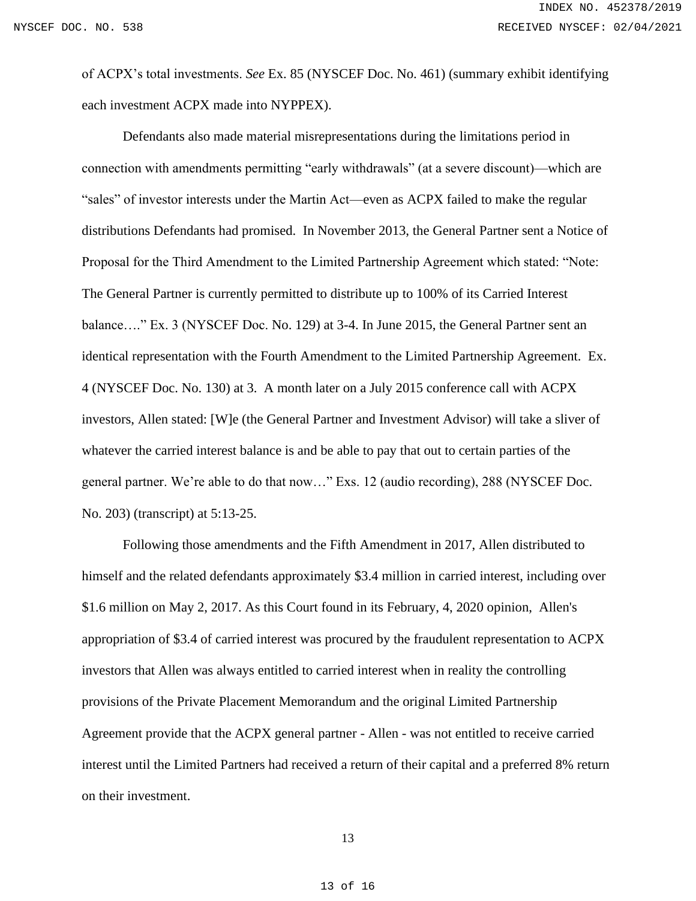of ACPX's total investments. *See* Ex. 85 (NYSCEF Doc. No. 461) (summary exhibit identifying each investment ACPX made into NYPPEX).

Defendants also made material misrepresentations during the limitations period in connection with amendments permitting "early withdrawals" (at a severe discount)—which are "sales" of investor interests under the Martin Act—even as ACPX failed to make the regular distributions Defendants had promised. In November 2013, the General Partner sent a Notice of Proposal for the Third Amendment to the Limited Partnership Agreement which stated: "Note: The General Partner is currently permitted to distribute up to 100% of its Carried Interest balance…." Ex. 3 (NYSCEF Doc. No. 129) at 3-4. In June 2015, the General Partner sent an identical representation with the Fourth Amendment to the Limited Partnership Agreement. Ex. 4 (NYSCEF Doc. No. 130) at 3. A month later on a July 2015 conference call with ACPX investors, Allen stated: [W]e (the General Partner and Investment Advisor) will take a sliver of whatever the carried interest balance is and be able to pay that out to certain parties of the general partner. We're able to do that now…" Exs. 12 (audio recording), 288 (NYSCEF Doc. No. 203) (transcript) at 5:13-25.

Following those amendments and the Fifth Amendment in 2017, Allen distributed to himself and the related defendants approximately $3.4 million in carried interest, including over $1.6 million on May 2, 2017. As this Court found in its February, 4, 2020 opinion, Allen's appropriation of $3.4 of carried interest was procured by the fraudulent representation to ACPX investors that Allen was always entitled to carried interest when in reality the controlling provisions of the Private Placement Memorandum and the original Limited Partnership Agreement provide that the ACPX general partner - Allen - was not entitled to receive carried interest until the Limited Partners had received a return of their capital and a preferred 8% return on their investment.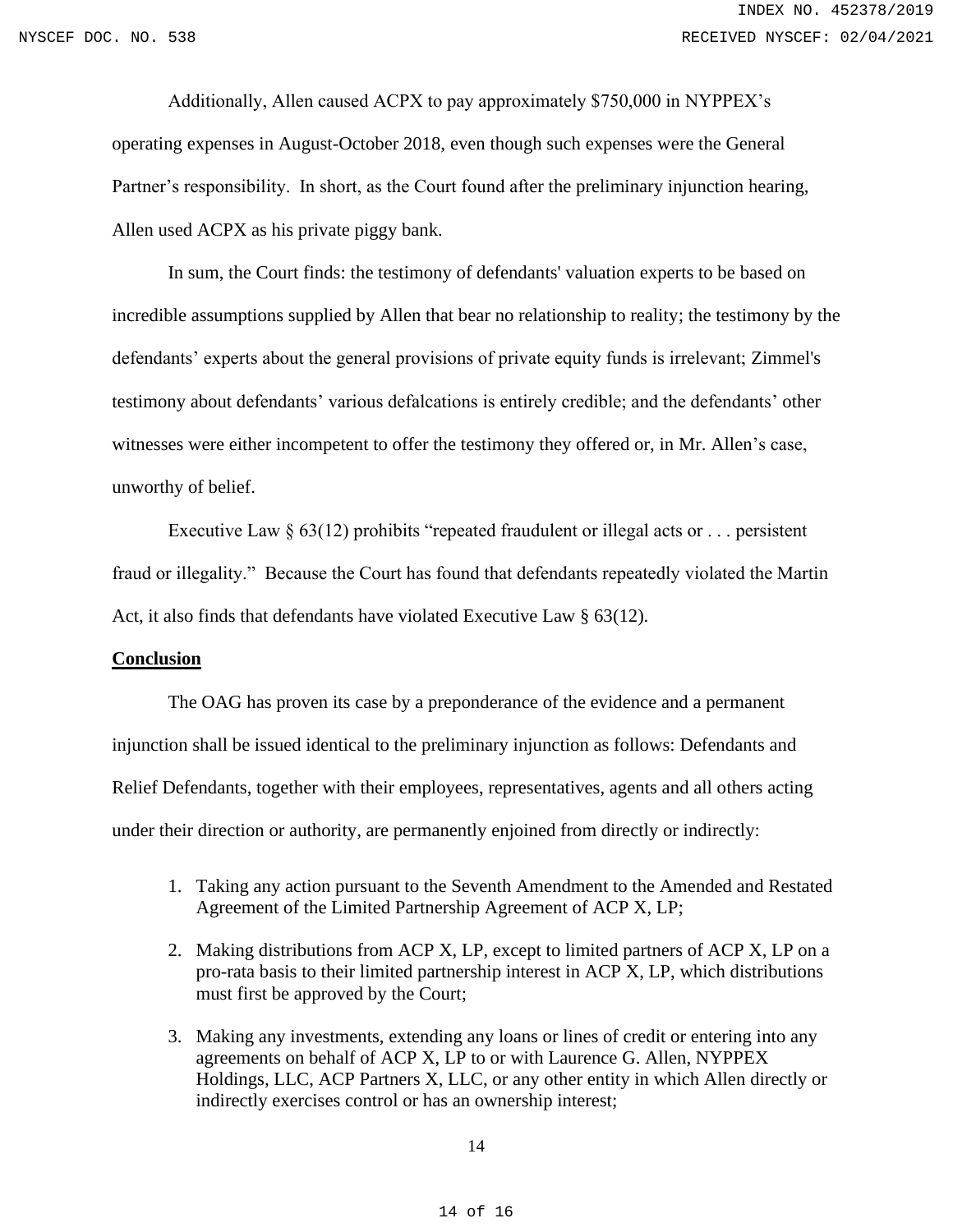Additionally, Allen caused ACPX to pay approximately $750,000 in NYPPEX's operating expenses in August-October 2018, even though such expenses were the General Partner's responsibility. In short, as the Court found after the preliminary injunction hearing, Allen used ACPX as his private piggy bank.

In sum, the Court finds: the testimony of defendants' valuation experts to be based on incredible assumptions supplied by Allen that bear no relationship to reality; the testimony by the defendants' experts about the general provisions of private equity funds is irrelevant; Zimmel's testimony about defendants' various defalcations is entirely credible; and the defendants' other witnesses were either incompetent to offer the testimony they offered or, in Mr. Allen's case, unworthy of belief.

Executive Law § 63(12) prohibits "repeated fraudulent or illegal acts or . . . persistent fraud or illegality." Because the Court has found that defendants repeatedly violated the Martin Act, it also finds that defendants have violated Executive Law § 63(12).

**Conclusion**

The OAG has proven its case by a preponderance of the evidence and a permanent injunction shall be issued identical to the preliminary injunction as follows: Defendants and Relief Defendants, together with their employees, representatives, agents and all others acting under their direction or authority, are permanently enjoined from directly or indirectly:

1. Taking any action pursuant to the Seventh Amendment to the Amended and Restated Agreement of the Limited Partnership Agreement of ACP X, LP;
2. Making distributions from ACP X, LP, except to limited partners of ACP X, LP on a pro-rata basis to their limited partnership interest in ACP X, LP, which distributions must first be approved by the Court;
3. Making any investments, extending any loans or lines of credit or entering into any agreements on behalf of ACP X, LP to or with Laurence G. Allen, NYPPEX Holdings, LLC, ACP Partners X, LLC, or any other entity in which Allen directly or indirectly exercises control or has an ownership interest;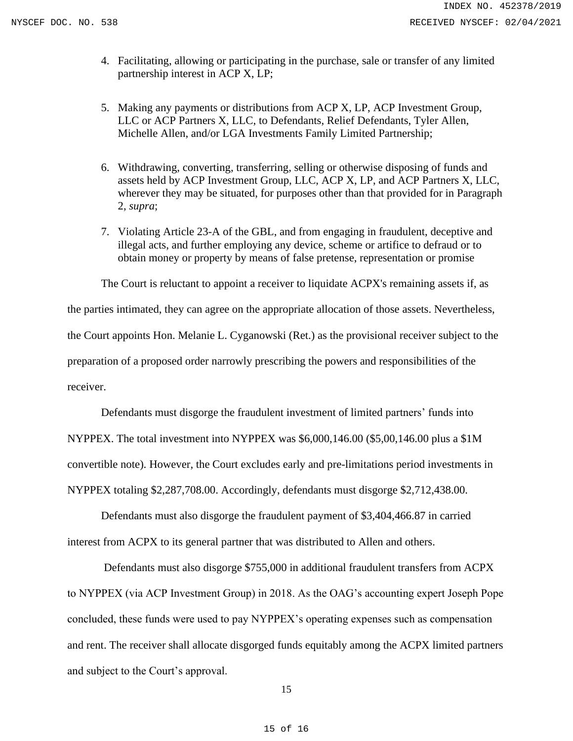4. Facilitating, allowing or participating in the purchase, sale or transfer of any limited partnership interest in ACP X, LP;

5. Making any payments or distributions from ACP X, LP, ACP Investment Group, LLC or ACP Partners X, LLC, to Defendants, Relief Defendants, Tyler Allen, Michelle Allen, and/or LGA Investments Family Limited Partnership;

6. Withdrawing, converting, transferring, selling or otherwise disposing of funds and assets held by ACP Investment Group, LLC, ACP X, LP, and ACP Partners X, LLC, wherever they may be situated, for purposes other than that provided for in Paragraph 2, *supra*;

7. Violating Article 23-A of the GBL, and from engaging in fraudulent, deceptive and illegal acts, and further employing any device, scheme or artifice to defraud or to obtain money or property by means of false pretense, representation or promise

The Court is reluctant to appoint a receiver to liquidate ACPX's remaining assets if, as the parties intimated, they can agree on the appropriate allocation of those assets. Nevertheless, the Court appoints Hon. Melanie L. Cyganowski (Ret.) as the provisional receiver subject to the preparation of a proposed order narrowly prescribing the powers and responsibilities of the receiver.

Defendants must disgorge the fraudulent investment of limited partners' funds into NYPPEX. The total investment into NYPPEX was $6,000,146.00 ($5,00,146.00 plus a $1M convertible note). However, the Court excludes early and pre-limitations period investments in NYPPEX totaling $2,287,708.00. Accordingly, defendants must disgorge $2,712,438.00.

Defendants must also disgorge the fraudulent payment of $3,404,466.87 in carried interest from ACPX to its general partner that was distributed to Allen and others.

Defendants must also disgorge $755,000 in additional fraudulent transfers from ACPX to NYPPEX (via ACP Investment Group) in 2018. As the OAG's accounting expert Joseph Pope concluded, these funds were used to pay NYPPEX's operating expenses such as compensation and rent. The receiver shall allocate disgorged funds equitably among the ACPX limited partners and subject to the Court's approval.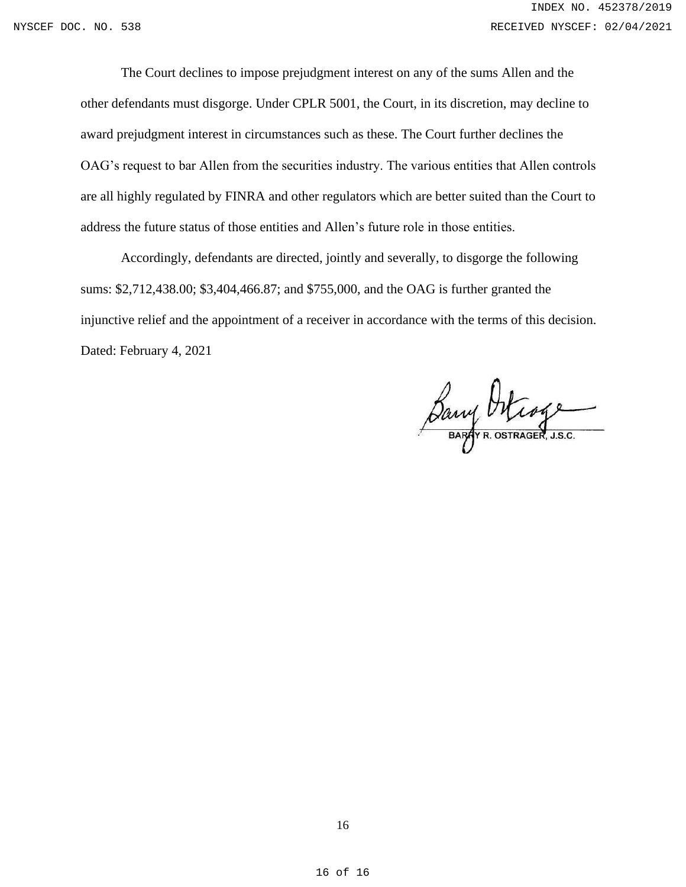The Court declines to impose prejudgment interest on any of the sums Allen and the other defendants must disgorge. Under CPLR 5001, the Court, in its discretion, may decline to award prejudgment interest in circumstances such as these. The Court further declines the OAG's request to bar Allen from the securities industry. The various entities that Allen controls are all highly regulated by FINRA and other regulators which are better suited than the Court to address the future status of those entities and Allen's future role in those entities.

Accordingly, defendants are directed, jointly and severally, to disgorge the following sums: $2,712,438.00; $3,404,466.87; and $755,000, and the OAG is further granted the injunctive relief and the appointment of a receiver in accordance with the terms of this decision.

Dated: February 4, 2021

BARRY R. OSTRAGER, J.S.C.